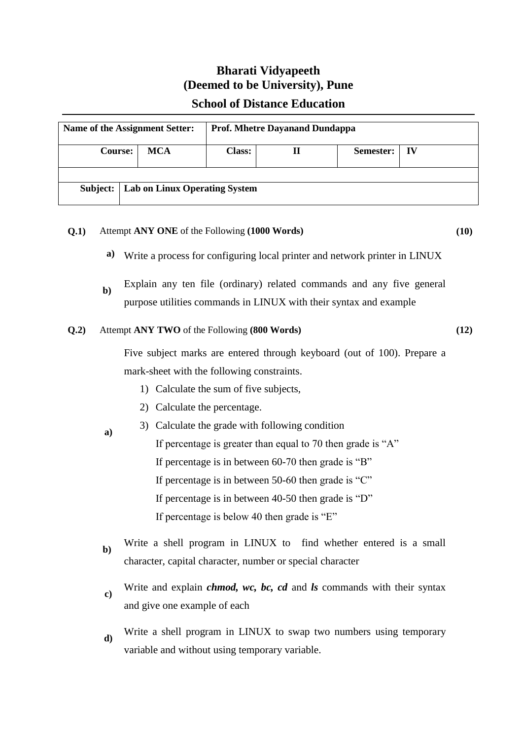# Bharati Vidyapeeth
# (Deemed to be University), Pune
## School of Distance Education

| Name of the Assignment Setter: | | Prof. Mhetre Dayanand Dundappa | | | |
|---|---|---|---|---|---|
| **Course:** | **MCA** | **Class:** | **II** | **Semester:** | **IV** |
| | | | | | |
| **Subject:** | **Lab on Linux Operating System** | | | | |

**Q.1)** Attempt **ANY ONE** of the Following **(1000 Words)** **(10)**

**a)** Write a process for configuring local printer and network printer in LINUX

**b)** Explain any ten file (ordinary) related commands and any five general purpose utilities commands in LINUX with their syntax and example

**Q.2)** Attempt **ANY TWO** of the Following **(800 Words)** **(12)**

**a)** Five subject marks are entered through keyboard (out of 100). Prepare a mark-sheet with the following constraints.

1) Calculate the sum of five subjects,
2) Calculate the percentage.
3) Calculate the grade with following condition
   If percentage is greater than equal to 70 then grade is "A"
   If percentage is in between 60-70 then grade is "B"
   If percentage is in between 50-60 then grade is "C"
   If percentage is in between 40-50 then grade is "D"
   If percentage is below 40 then grade is "E"

**b)** Write a shell program in LINUX to find whether entered is a small character, capital character, number or special character

**c)** Write and explain ***chmod, wc, bc, cd*** and ***ls*** commands with their syntax and give one example of each

**d)** Write a shell program in LINUX to swap two numbers using temporary variable and without using temporary variable.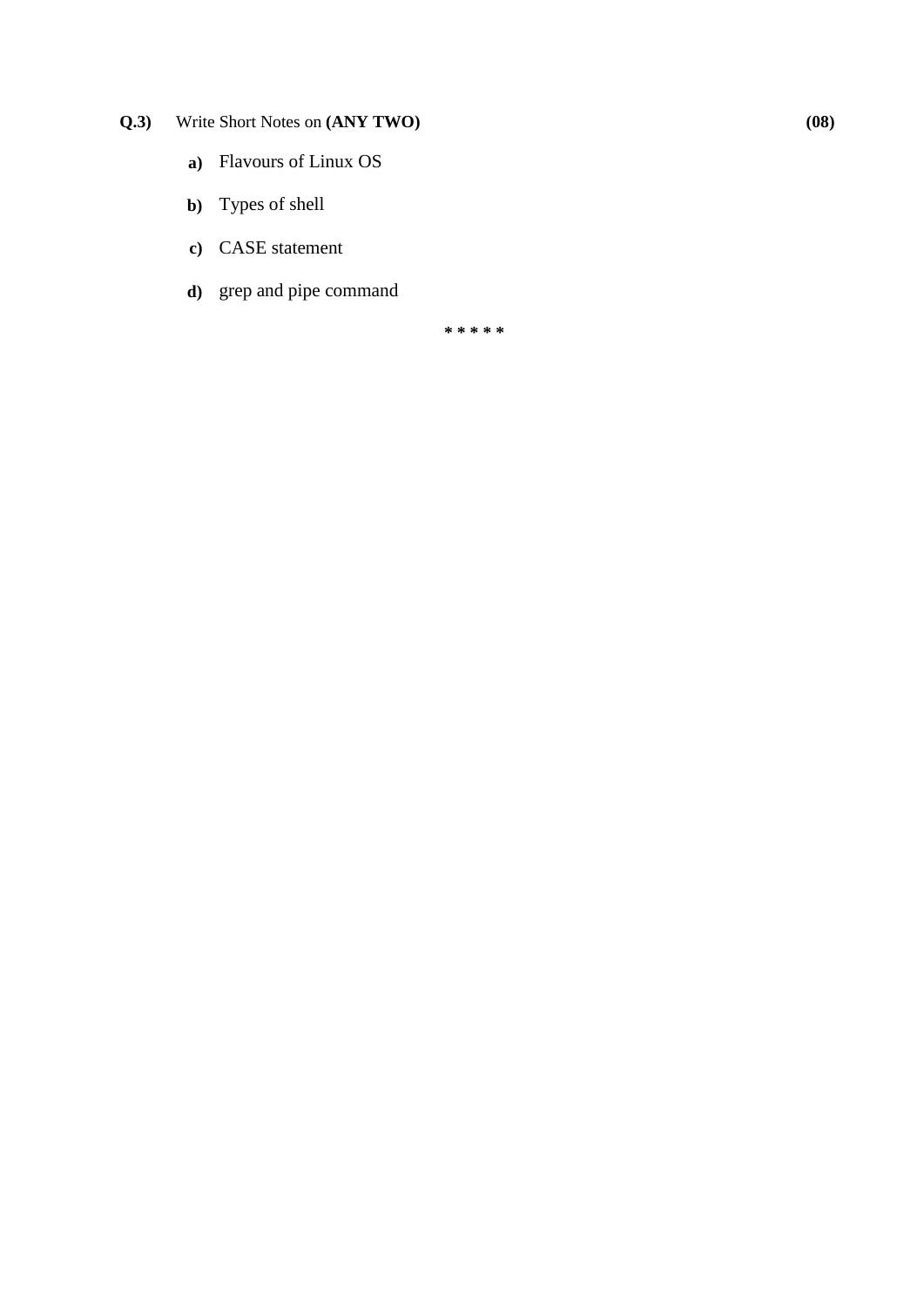**Q.3)** Write Short Notes on **(ANY TWO)** **(08)**

- **a)** Flavours of Linux OS
- **b)** Types of shell
- **c)** CASE statement
- **d)** grep and pipe command

**\* \* \* \* \***